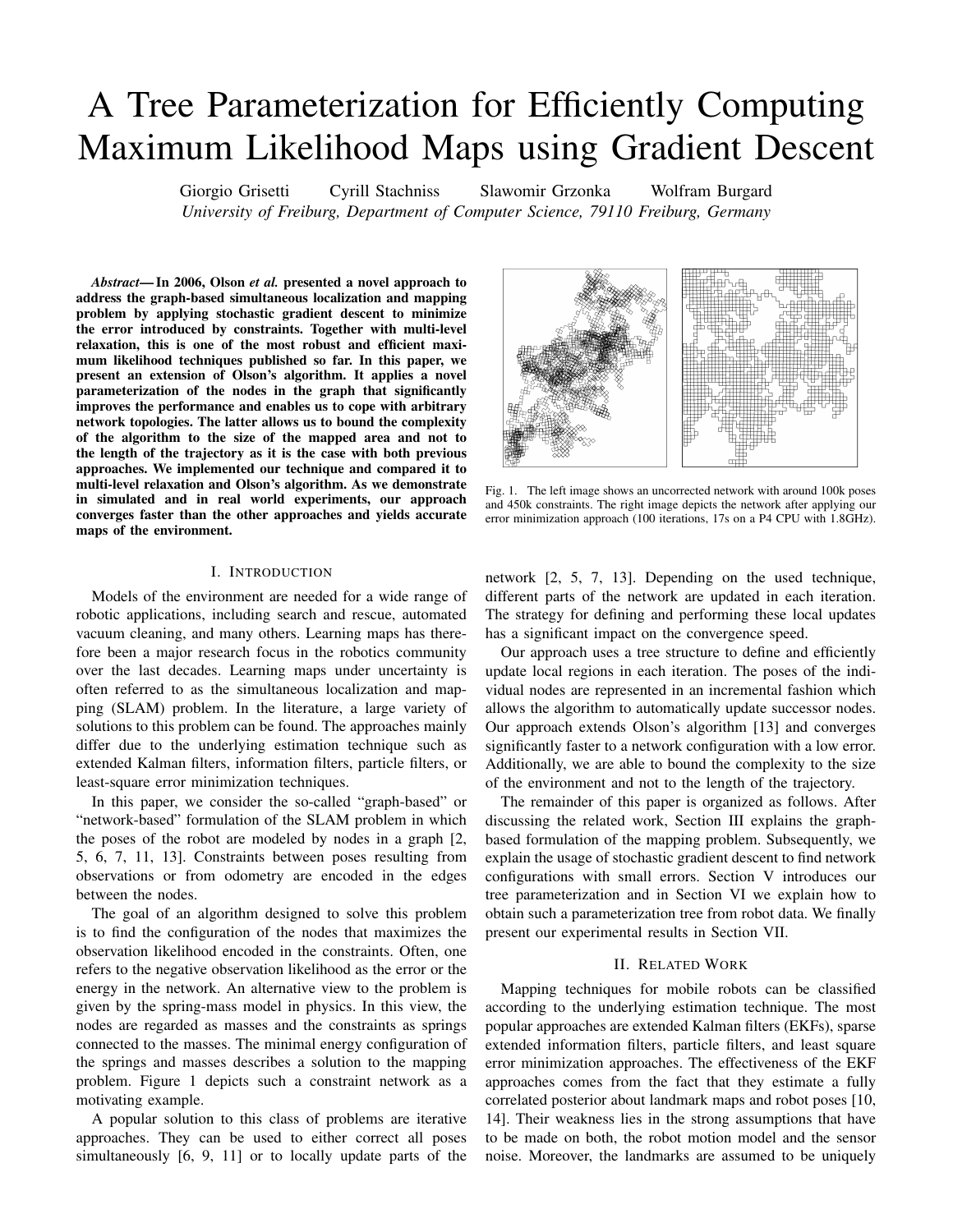# A Tree Parameterization for Efficiently Computing Maximum Likelihood Maps using Gradient Descent

Giorgio Grisetti   Cyrill Stachniss   Slawomir Grzonka   Wolfram Burgard

*University of Freiburg, Department of Computer Science, 79110 Freiburg, Germany*

***Abstract*— In 2006, Olson *et al.* presented a novel approach to address the graph-based simultaneous localization and mapping problem by applying stochastic gradient descent to minimize the error introduced by constraints. Together with multi-level relaxation, this is one of the most robust and efficient maximum likelihood techniques published so far. In this paper, we present an extension of Olson's algorithm. It applies a novel parameterization of the nodes in the graph that significantly improves the performance and enables us to cope with arbitrary network topologies. The latter allows us to bound the complexity of the algorithm to the size of the mapped area and not to the length of the trajectory as it is the case with both previous approaches. We implemented our technique and compared it to multi-level relaxation and Olson's algorithm. As we demonstrate in simulated and in real world experiments, our approach converges faster than the other approaches and yields accurate maps of the environment.**

Fig. 1. The left image shows an uncorrected network with around 100k poses and 450k constraints. The right image depicts the network after applying our error minimization approach (100 iterations, 17s on a P4 CPU with 1.8GHz).

## I. Introduction

Models of the environment are needed for a wide range of robotic applications, including search and rescue, automated vacuum cleaning, and many others. Learning maps has therefore been a major research focus in the robotics community over the last decades. Learning maps under uncertainty is often referred to as the simultaneous localization and mapping (SLAM) problem. In the literature, a large variety of solutions to this problem can be found. The approaches mainly differ due to the underlying estimation technique such as extended Kalman filters, information filters, particle filters, or least-square error minimization techniques.

In this paper, we consider the so-called "graph-based" or "network-based" formulation of the SLAM problem in which the poses of the robot are modeled by nodes in a graph [2, 5, 6, 7, 11, 13]. Constraints between poses resulting from observations or from odometry are encoded in the edges between the nodes.

The goal of an algorithm designed to solve this problem is to find the configuration of the nodes that maximizes the observation likelihood encoded in the constraints. Often, one refers to the negative observation likelihood as the error or the energy in the network. An alternative view to the problem is given by the spring-mass model in physics. In this view, the nodes are regarded as masses and the constraints as springs connected to the masses. The minimal energy configuration of the springs and masses describes a solution to the mapping problem. Figure 1 depicts such a constraint network as a motivating example.

A popular solution to this class of problems are iterative approaches. They can be used to either correct all poses simultaneously [6, 9, 11] or to locally update parts of the network [2, 5, 7, 13]. Depending on the used technique, different parts of the network are updated in each iteration. The strategy for defining and performing these local updates has a significant impact on the convergence speed.

Our approach uses a tree structure to define and efficiently update local regions in each iteration. The poses of the individual nodes are represented in an incremental fashion which allows the algorithm to automatically update successor nodes. Our approach extends Olson's algorithm [13] and converges significantly faster to a network configuration with a low error. Additionally, we are able to bound the complexity to the size of the environment and not to the length of the trajectory.

The remainder of this paper is organized as follows. After discussing the related work, Section III explains the graph-based formulation of the mapping problem. Subsequently, we explain the usage of stochastic gradient descent to find network configurations with small errors. Section V introduces our tree parameterization and in Section VI we explain how to obtain such a parameterization tree from robot data. We finally present our experimental results in Section VII.

## II. Related Work

Mapping techniques for mobile robots can be classified according to the underlying estimation technique. The most popular approaches are extended Kalman filters (EKFs), sparse extended information filters, particle filters, and least square error minimization approaches. The effectiveness of the EKF approaches comes from the fact that they estimate a fully correlated posterior about landmark maps and robot poses [10, 14]. Their weakness lies in the strong assumptions that have to be made on both, the robot motion model and the sensor noise. Moreover, the landmarks are assumed to be uniquely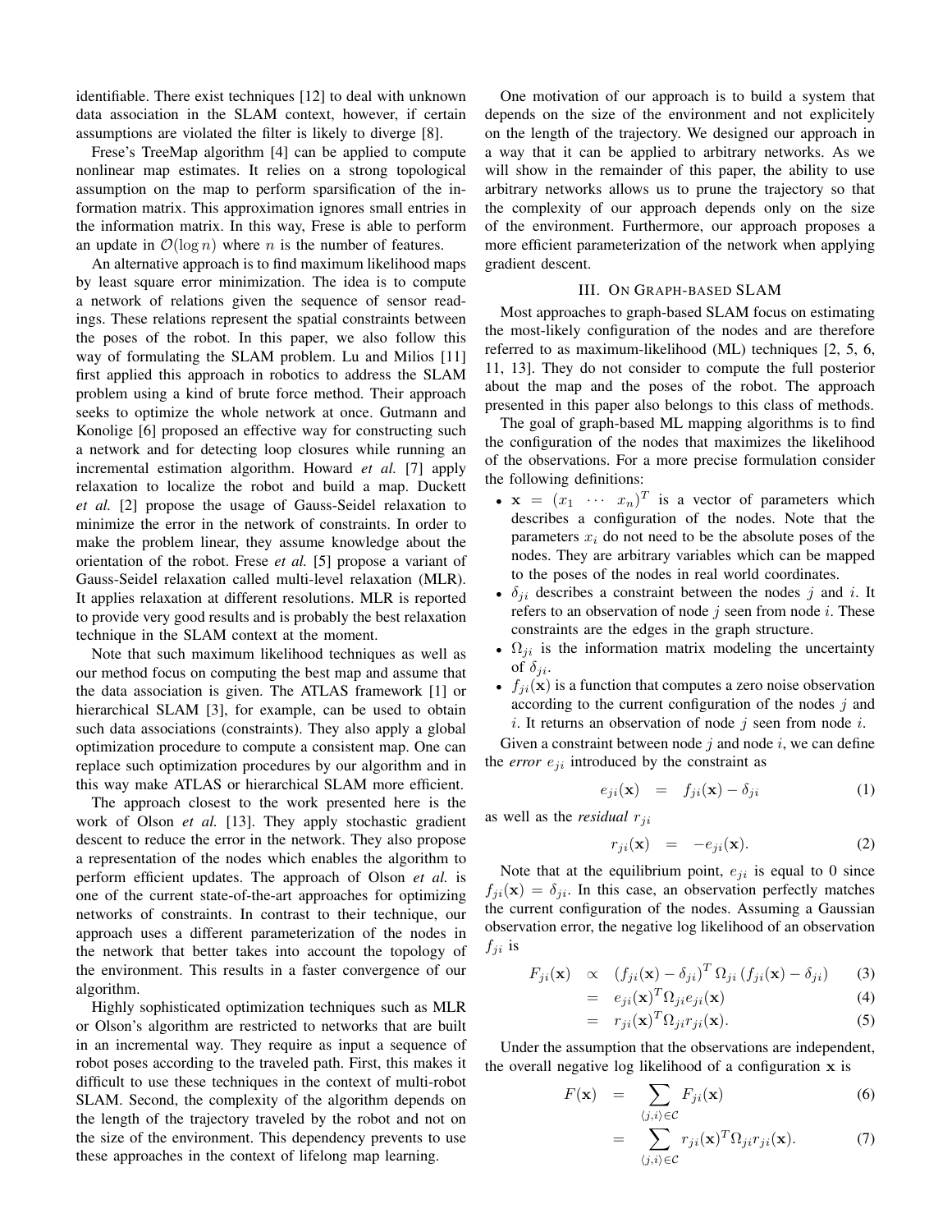identifiable. There exist techniques [12] to deal with unknown data association in the SLAM context, however, if certain assumptions are violated the filter is likely to diverge [8].

Frese's TreeMap algorithm [4] can be applied to compute nonlinear map estimates. It relies on a strong topological assumption on the map to perform sparsification of the information matrix. This approximation ignores small entries in the information matrix. In this way, Frese is able to perform an update in $\mathcal{O}(\log n)$ where $n$ is the number of features.

An alternative approach is to find maximum likelihood maps by least square error minimization. The idea is to compute a network of relations given the sequence of sensor readings. These relations represent the spatial constraints between the poses of the robot. In this paper, we also follow this way of formulating the SLAM problem. Lu and Milios [11] first applied this approach in robotics to address the SLAM problem using a kind of brute force method. Their approach seeks to optimize the whole network at once. Gutmann and Konolige [6] proposed an effective way for constructing such a network and for detecting loop closures while running an incremental estimation algorithm. Howard *et al.* [7] apply relaxation to localize the robot and build a map. Duckett *et al.* [2] propose the usage of Gauss-Seidel relaxation to minimize the error in the network of constraints. In order to make the problem linear, they assume knowledge about the orientation of the robot. Frese *et al.* [5] propose a variant of Gauss-Seidel relaxation called multi-level relaxation (MLR). It applies relaxation at different resolutions. MLR is reported to provide very good results and is probably the best relaxation technique in the SLAM context at the moment.

Note that such maximum likelihood techniques as well as our method focus on computing the best map and assume that the data association is given. The ATLAS framework [1] or hierarchical SLAM [3], for example, can be used to obtain such data associations (constraints). They also apply a global optimization procedure to compute a consistent map. One can replace such optimization procedures by our algorithm and in this way make ATLAS or hierarchical SLAM more efficient.

The approach closest to the work presented here is the work of Olson *et al.* [13]. They apply stochastic gradient descent to reduce the error in the network. They also propose a representation of the nodes which enables the algorithm to perform efficient updates. The approach of Olson *et al.* is one of the current state-of-the-art approaches for optimizing networks of constraints. In contrast to their technique, our approach uses a different parameterization of the nodes in the network that better takes into account the topology of the environment. This results in a faster convergence of our algorithm.

Highly sophisticated optimization techniques such as MLR or Olson's algorithm are restricted to networks that are built in an incremental way. They require as input a sequence of robot poses according to the traveled path. First, this makes it difficult to use these techniques in the context of multi-robot SLAM. Second, the complexity of the algorithm depends on the length of the trajectory traveled by the robot and not on the size of the environment. This dependency prevents to use these approaches in the context of lifelong map learning.

One motivation of our approach is to build a system that depends on the size of the environment and not explicitely on the length of the trajectory. We designed our approach in a way that it can be applied to arbitrary networks. As we will show in the remainder of this paper, the ability to use arbitrary networks allows us to prune the trajectory so that the complexity of our approach depends only on the size of the environment. Furthermore, our approach proposes a more efficient parameterization of the network when applying gradient descent.

## III. On Graph-based SLAM

Most approaches to graph-based SLAM focus on estimating the most-likely configuration of the nodes and are therefore referred to as maximum-likelihood (ML) techniques [2, 5, 6, 11, 13]. They do not consider to compute the full posterior about the map and the poses of the robot. The approach presented in this paper also belongs to this class of methods.

The goal of graph-based ML mapping algorithms is to find the configuration of the nodes that maximizes the likelihood of the observations. For a more precise formulation consider the following definitions:

- $\mathbf{x} = (x_1 \;\cdots\; x_n)^T$ is a vector of parameters which describes a configuration of the nodes. Note that the parameters $x_i$ do not need to be the absolute poses of the nodes. They are arbitrary variables which can be mapped to the poses of the nodes in real world coordinates.
- $\delta_{ji}$ describes a constraint between the nodes $j$ and $i$. It refers to an observation of node $j$ seen from node $i$. These constraints are the edges in the graph structure.
- $\Omega_{ji}$ is the information matrix modeling the uncertainty of $\delta_{ji}$.
- $f_{ji}(\mathbf{x})$ is a function that computes a zero noise observation according to the current configuration of the nodes $j$ and $i$. It returns an observation of node $j$ seen from node $i$.

Given a constraint between node $j$ and node $i$, we can define the ***error*** $e_{ji}$ introduced by the constraint as

$$e_{ji}(\mathbf{x}) \;=\; f_{ji}(\mathbf{x}) - \delta_{ji} \tag{1}$$

as well as the ***residual*** $r_{ji}$

$$r_{ji}(\mathbf{x}) \;=\; -e_{ji}(\mathbf{x}). \tag{2}$$

Note that at the equilibrium point, $e_{ji}$ is equal to 0 since $f_{ji}(\mathbf{x}) = \delta_{ji}$. In this case, an observation perfectly matches the current configuration of the nodes. Assuming a Gaussian observation error, the negative log likelihood of an observation $f_{ji}$ is

$$\begin{aligned} F_{ji}(\mathbf{x}) &\propto \left(f_{ji}(\mathbf{x}) - \delta_{ji}\right)^T \Omega_{ji} \left(f_{ji}(\mathbf{x}) - \delta_{ji}\right) && (3) \\ &= e_{ji}(\mathbf{x})^T \Omega_{ji} e_{ji}(\mathbf{x}) && (4) \\ &= r_{ji}(\mathbf{x})^T \Omega_{ji} r_{ji}(\mathbf{x}). && (5) \end{aligned}$$

Under the assumption that the observations are independent, the overall negative log likelihood of a configuration $\mathbf{x}$ is

$$\begin{aligned} F(\mathbf{x}) &= \sum_{\langle j,i \rangle \in \mathcal{C}} F_{ji}(\mathbf{x}) && (6) \\ &= \sum_{\langle j,i \rangle \in \mathcal{C}} r_{ji}(\mathbf{x})^T \Omega_{ji} r_{ji}(\mathbf{x}). && (7) \end{aligned}$$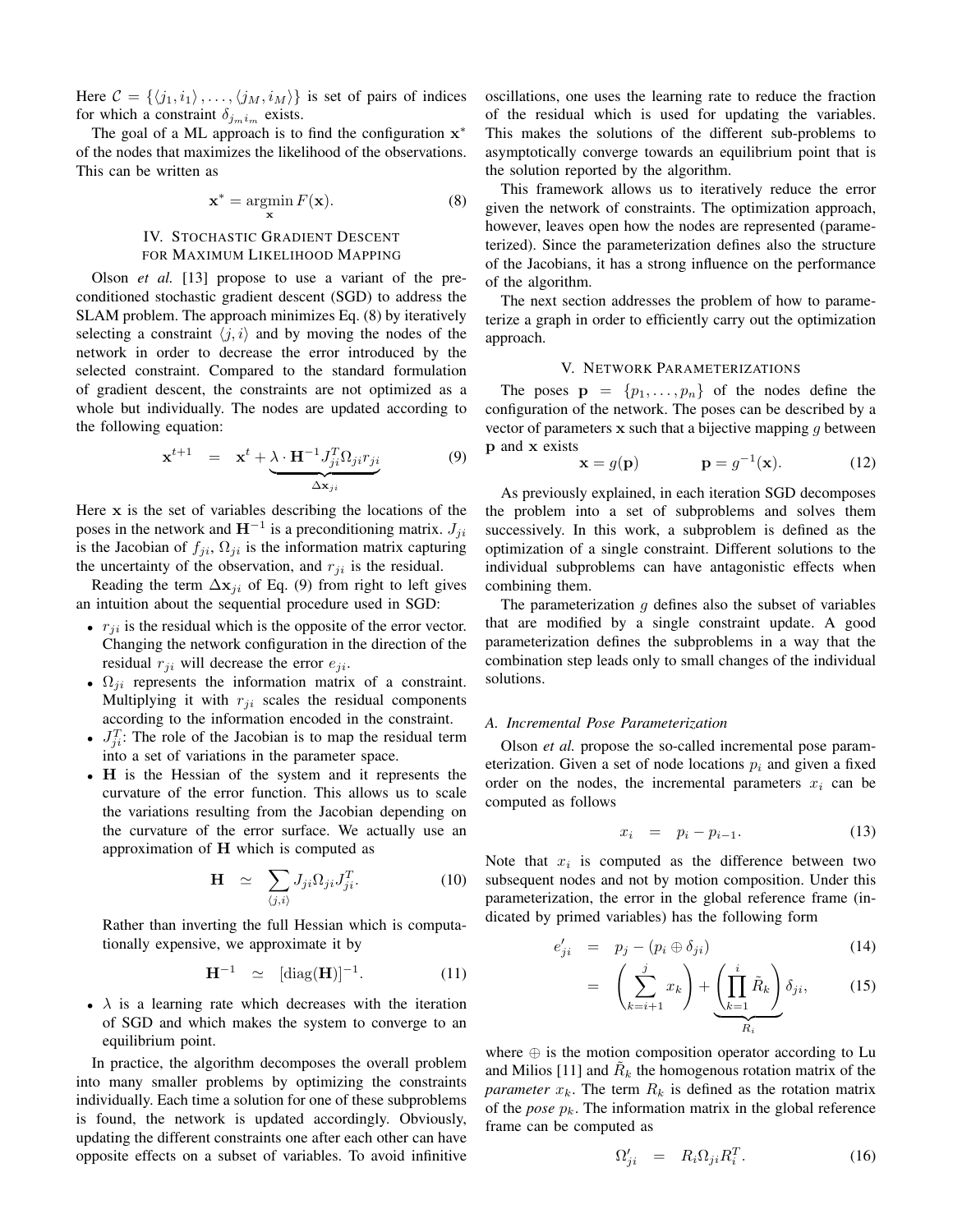Here $\mathcal{C} = \{\langle j_1, i_1 \rangle, \ldots, \langle j_M, i_M \rangle\}$ is set of pairs of indices for which a constraint $\delta_{j_m i_m}$ exists.

The goal of a ML approach is to find the configuration $\mathbf{x}^*$ of the nodes that maximizes the likelihood of the observations. This can be written as

$$\mathbf{x}^* = \operatorname*{argmin}_{\mathbf{x}} F(\mathbf{x}). \tag{8}$$

## IV. Stochastic Gradient Descent for Maximum Likelihood Mapping

Olson *et al.* [13] propose to use a variant of the preconditioned stochastic gradient descent (SGD) to address the SLAM problem. The approach minimizes Eq. (8) by iteratively selecting a constraint $\langle j, i \rangle$ and by moving the nodes of the network in order to decrease the error introduced by the selected constraint. Compared to the standard formulation of gradient descent, the constraints are not optimized as a whole but individually. The nodes are updated according to the following equation:

$$\mathbf{x}^{t+1} = \mathbf{x}^t + \underbrace{\lambda \cdot \mathbf{H}^{-1} J_{ji}^T \Omega_{ji} r_{ji}}_{\Delta \mathbf{x}_{ji}} \tag{9}$$

Here $\mathbf{x}$ is the set of variables describing the locations of the poses in the network and $\mathbf{H}^{-1}$ is a preconditioning matrix. $J_{ji}$ is the Jacobian of $f_{ji}$, $\Omega_{ji}$ is the information matrix capturing the uncertainty of the observation, and $r_{ji}$ is the residual.

Reading the term $\Delta \mathbf{x}_{ji}$ of Eq. (9) from right to left gives an intuition about the sequential procedure used in SGD:

- $r_{ji}$ is the residual which is the opposite of the error vector. Changing the network configuration in the direction of the residual $r_{ji}$ will decrease the error $e_{ji}$.
- $\Omega_{ji}$ represents the information matrix of a constraint. Multiplying it with $r_{ji}$ scales the residual components according to the information encoded in the constraint.
- $J_{ji}^T$: The role of the Jacobian is to map the residual term into a set of variations in the parameter space.
- $\mathbf{H}$ is the Hessian of the system and it represents the curvature of the error function. This allows us to scale the variations resulting from the Jacobian depending on the curvature of the error surface. We actually use an approximation of $\mathbf{H}$ which is computed as

$$\mathbf{H} \simeq \sum_{\langle j,i \rangle} J_{ji} \Omega_{ji} J_{ji}^T. \tag{10}$$

Rather than inverting the full Hessian which is computationally expensive, we approximate it by

$$\mathbf{H}^{-1} \simeq [\operatorname{diag}(\mathbf{H})]^{-1}. \tag{11}$$

- $\lambda$ is a learning rate which decreases with the iteration of SGD and which makes the system to converge to an equilibrium point.

In practice, the algorithm decomposes the overall problem into many smaller problems by optimizing the constraints individually. Each time a solution for one of these subproblems is found, the network is updated accordingly. Obviously, updating the different constraints one after each other can have opposite effects on a subset of variables. To avoid infinitive oscillations, one uses the learning rate to reduce the fraction of the residual which is used for updating the variables. This makes the solutions of the different sub-problems to asymptotically converge towards an equilibrium point that is the solution reported by the algorithm.

This framework allows us to iteratively reduce the error given the network of constraints. The optimization approach, however, leaves open how the nodes are represented (parameterized). Since the parameterization defines also the structure of the Jacobians, it has a strong influence on the performance of the algorithm.

The next section addresses the problem of how to parameterize a graph in order to efficiently carry out the optimization approach.

## V. Network Parameterizations

The poses $\mathbf{p} = \{p_1, \ldots, p_n\}$ of the nodes define the configuration of the network. The poses can be described by a vector of parameters $\mathbf{x}$ such that a bijective mapping $g$ between $\mathbf{p}$ and $\mathbf{x}$ exists

$$\mathbf{x} = g(\mathbf{p}) \qquad \mathbf{p} = g^{-1}(\mathbf{x}). \tag{12}$$

As previously explained, in each iteration SGD decomposes the problem into a set of subproblems and solves them successively. In this work, a subproblem is defined as the optimization of a single constraint. Different solutions to the individual subproblems can have antagonistic effects when combining them.

The parameterization $g$ defines also the subset of variables that are modified by a single constraint update. A good parameterization defines the subproblems in a way that the combination step leads only to small changes of the individual solutions.

### A. Incremental Pose Parameterization

Olson *et al.* propose the so-called incremental pose parameterization. Given a set of node locations $p_i$ and given a fixed order on the nodes, the incremental parameters $x_i$ can be computed as follows

$$x_i = p_i - p_{i-1}. \tag{13}$$

Note that $x_i$ is computed as the difference between two subsequent nodes and not by motion composition. Under this parameterization, the error in the global reference frame (indicated by primed variables) has the following form

$$e'_{ji} = p_j - (p_i \oplus \delta_{ji}) \tag{14}$$

$$= \left( \sum_{k=i+1}^{j} x_k \right) + \underbrace{\left( \prod_{k=1}^{i} \tilde{R}_k \right)}_{R_i} \delta_{ji}, \tag{15}$$

where $\oplus$ is the motion composition operator according to Lu and Milios [11] and $\tilde{R}_k$ the homogenous rotation matrix of the *parameter* $x_k$. The term $R_k$ is defined as the rotation matrix of the *pose* $p_k$. The information matrix in the global reference frame can be computed as

$$\Omega'_{ji} = R_i \Omega_{ji} R_i^T. \tag{16}$$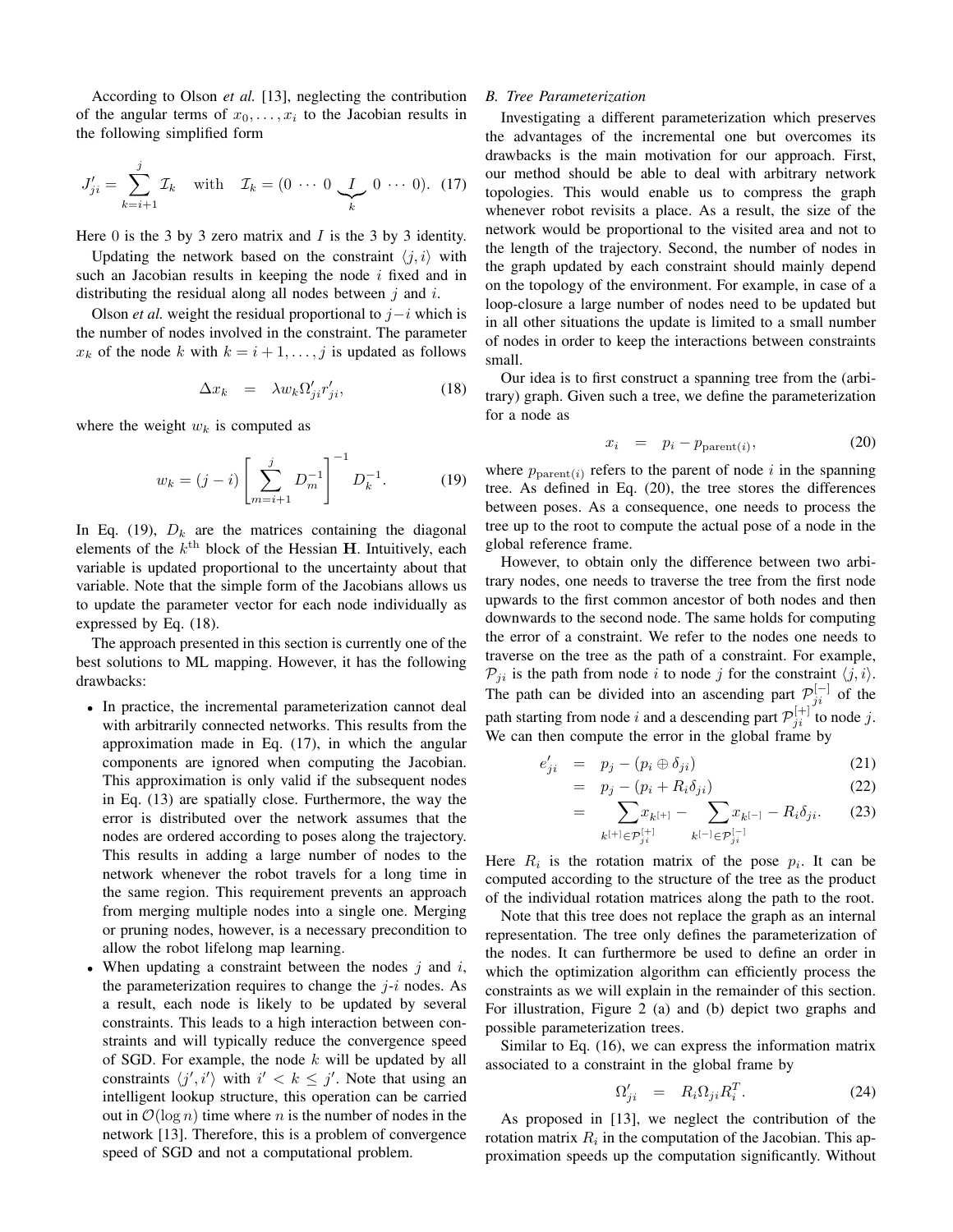According to Olson *et al.* [13], neglecting the contribution of the angular terms of $x_0, \ldots, x_i$ to the Jacobian results in the following simplified form

$$J'_{ji} = \sum_{k=i+1}^{j} \mathcal{I}_k \quad \text{with} \quad \mathcal{I}_k = (0 \cdots 0 \underbrace{I}_{k} 0 \cdots 0). \quad (17)$$

Here 0 is the 3 by 3 zero matrix and $I$ is the 3 by 3 identity.

Updating the network based on the constraint $\langle j, i \rangle$ with such an Jacobian results in keeping the node $i$ fixed and in distributing the residual along all nodes between $j$ and $i$.

Olson *et al.* weight the residual proportional to $j-i$ which is the number of nodes involved in the constraint. The parameter $x_k$ of the node $k$ with $k = i+1, \ldots, j$ is updated as follows

$$\Delta x_k = \lambda w_k \Omega'_{ji} r'_{ji}, \quad (18)$$

where the weight $w_k$ is computed as

$$w_k = (j-i) \left[ \sum_{m=i+1}^{j} D_m^{-1} \right]^{-1} D_k^{-1}. \quad (19)$$

In Eq. (19), $D_k$ are the matrices containing the diagonal elements of the $k^{\text{th}}$ block of the Hessian $\mathbf{H}$. Intuitively, each variable is updated proportional to the uncertainty about that variable. Note that the simple form of the Jacobians allows us to update the parameter vector for each node individually as expressed by Eq. (18).

The approach presented in this section is currently one of the best solutions to ML mapping. However, it has the following drawbacks:

- In practice, the incremental parameterization cannot deal with arbitrarily connected networks. This results from the approximation made in Eq. (17), in which the angular components are ignored when computing the Jacobian. This approximation is only valid if the subsequent nodes in Eq. (13) are spatially close. Furthermore, the way the error is distributed over the network assumes that the nodes are ordered according to poses along the trajectory. This results in adding a large number of nodes to the network whenever the robot travels for a long time in the same region. This requirement prevents an approach from merging multiple nodes into a single one. Merging or pruning nodes, however, is a necessary precondition to allow the robot lifelong map learning.
- When updating a constraint between the nodes $j$ and $i$, the parameterization requires to change the $j$-$i$ nodes. As a result, each node is likely to be updated by several constraints. This leads to a high interaction between constraints and will typically reduce the convergence speed of SGD. For example, the node $k$ will be updated by all constraints $\langle j', i' \rangle$ with $i' < k \leq j'$. Note that using an intelligent lookup structure, this operation can be carried out in $\mathcal{O}(\log n)$ time where $n$ is the number of nodes in the network [13]. Therefore, this is a problem of convergence speed of SGD and not a computational problem.

### B. Tree Parameterization

Investigating a different parameterization which preserves the advantages of the incremental one but overcomes its drawbacks is the main motivation for our approach. First, our method should be able to deal with arbitrary network topologies. This would enable us to compress the graph whenever robot revisits a place. As a result, the size of the network would be proportional to the visited area and not to the length of the trajectory. Second, the number of nodes in the graph updated by each constraint should mainly depend on the topology of the environment. For example, in case of a loop-closure a large number of nodes need to be updated but in all other situations the update is limited to a small number of nodes in order to keep the interactions between constraints small.

Our idea is to first construct a spanning tree from the (arbitrary) graph. Given such a tree, we define the parameterization for a node as

$$x_i = p_i - p_{\text{parent}(i)}, \quad (20)$$

where $p_{\text{parent}(i)}$ refers to the parent of node $i$ in the spanning tree. As defined in Eq. (20), the tree stores the differences between poses. As a consequence, one needs to process the tree up to the root to compute the actual pose of a node in the global reference frame.

However, to obtain only the difference between two arbitrary nodes, one needs to traverse the tree from the first node upwards to the first common ancestor of both nodes and then downwards to the second node. The same holds for computing the error of a constraint. We refer to the nodes one needs to traverse on the tree as the path of a constraint. For example, $\mathcal{P}_{ji}$ is the path from node $i$ to node $j$ for the constraint $\langle j, i \rangle$. The path can be divided into an ascending part $\mathcal{P}_{ji}^{[-]}$ of the path starting from node $i$ and a descending part $\mathcal{P}_{ji}^{[+]}$ to node $j$. We can then compute the error in the global frame by

$$\begin{aligned}
e'_{ji} &= p_j - (p_i \oplus \delta_{ji}) &(21)\\
&= p_j - (p_i + R_i \delta_{ji}) &(22)\\
&= \sum_{k^{[+]} \in \mathcal{P}_{ji}^{[+]}} x_{k^{[+]}} - \sum_{k^{[-]} \in \mathcal{P}_{ji}^{[-]}} x_{k^{[-]}} - R_i \delta_{ji}. &(23)
\end{aligned}$$

Here $R_i$ is the rotation matrix of the pose $p_i$. It can be computed according to the structure of the tree as the product of the individual rotation matrices along the path to the root.

Note that this tree does not replace the graph as an internal representation. The tree only defines the parameterization of the nodes. It can furthermore be used to define an order in which the optimization algorithm can efficiently process the constraints as we will explain in the remainder of this section. For illustration, Figure 2 (a) and (b) depict two graphs and possible parameterization trees.

Similar to Eq. (16), we can express the information matrix associated to a constraint in the global frame by

$$\Omega'_{ji} = R_i \Omega_{ji} R_i^T. \quad (24)$$

As proposed in [13], we neglect the contribution of the rotation matrix $R_i$ in the computation of the Jacobian. This approximation speeds up the computation significantly. Without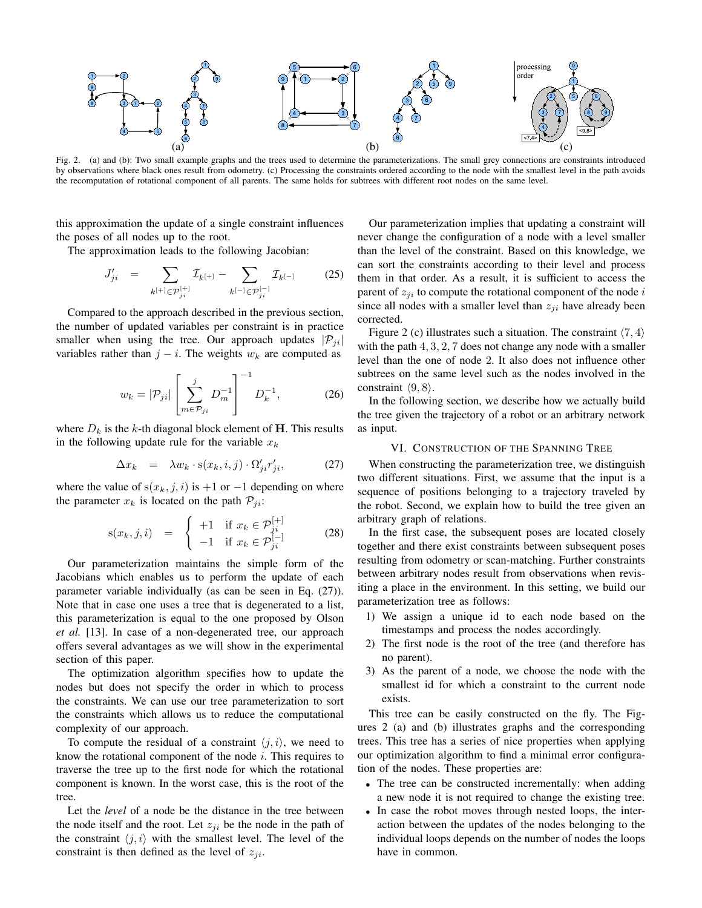Fig. 2. (a) and (b): Two small example graphs and the trees used to determine the parameterizations. The small grey connections are constraints introduced by observations where black ones result from odometry. (c) Processing the constraints ordered according to the node with the smallest level in the path avoids the recomputation of rotational component of all parents. The same holds for subtrees with different root nodes on the same level.

this approximation the update of a single constraint influences the poses of all nodes up to the root.

The approximation leads to the following Jacobian:

$$J'_{ji} = \sum_{k^{[+]} \in \mathcal{P}_{ji}^{[+]}} \mathcal{I}_{k^{[+]}} - \sum_{k^{[-]} \in \mathcal{P}_{ji}^{[-]}} \mathcal{I}_{k^{[-]}} \tag{25}$$

Compared to the approach described in the previous section, the number of updated variables per constraint is in practice smaller when using the tree. Our approach updates $|\mathcal{P}_{ji}|$ variables rather than $j - i$. The weights $w_k$ are computed as

$$w_k = |\mathcal{P}_{ji}| \left[ \sum_{m \in \mathcal{P}_{ji}}^{j} D_m^{-1} \right]^{-1} D_k^{-1}, \tag{26}$$

where $D_k$ is the $k$-th diagonal block element of $\mathbf{H}$. This results in the following update rule for the variable $x_k$

$$\Delta x_k = \lambda w_k \cdot \mathrm{s}(x_k, i, j) \cdot \Omega'_{ji} r'_{ji}, \tag{27}$$

where the value of $\mathrm{s}(x_k, j, i)$ is $+1$ or $-1$ depending on where the parameter $x_k$ is located on the path $\mathcal{P}_{ji}$:

$$\mathrm{s}(x_k, j, i) = \begin{cases} +1 & \text{if } x_k \in \mathcal{P}_{ji}^{[+]} \\ -1 & \text{if } x_k \in \mathcal{P}_{ji}^{[-]} \end{cases} \tag{28}$$

Our parameterization maintains the simple form of the Jacobians which enables us to perform the update of each parameter variable individually (as can be seen in Eq. (27)). Note that in case one uses a tree that is degenerated to a list, this parameterization is equal to the one proposed by Olson *et al.* [13]. In case of a non-degenerated tree, our approach offers several advantages as we will show in the experimental section of this paper.

The optimization algorithm specifies how to update the nodes but does not specify the order in which to process the constraints. We can use our tree parameterization to sort the constraints which allows us to reduce the computational complexity of our approach.

To compute the residual of a constraint $\langle j, i \rangle$, we need to know the rotational component of the node $i$. This requires to traverse the tree up to the first node for which the rotational component is known. In the worst case, this is the root of the tree.

Let the *level* of a node be the distance in the tree between the node itself and the root. Let $z_{ji}$ be the node in the path of the constraint $\langle j, i \rangle$ with the smallest level. The level of the constraint is then defined as the level of $z_{ji}$.

Our parameterization implies that updating a constraint will never change the configuration of a node with a level smaller than the level of the constraint. Based on this knowledge, we can sort the constraints according to their level and process them in that order. As a result, it is sufficient to access the parent of $z_{ji}$ to compute the rotational component of the node $i$ since all nodes with a smaller level than $z_{ji}$ have already been corrected.

Figure 2 (c) illustrates such a situation. The constraint $\langle 7, 4 \rangle$ with the path $4, 3, 2, 7$ does not change any node with a smaller level than the one of node 2. It also does not influence other subtrees on the same level such as the nodes involved in the constraint $\langle 9, 8 \rangle$.

In the following section, we describe how we actually build the tree given the trajectory of a robot or an arbitrary network as input.

## VI. Construction of the Spanning Tree

When constructing the parameterization tree, we distinguish two different situations. First, we assume that the input is a sequence of positions belonging to a trajectory traveled by the robot. Second, we explain how to build the tree given an arbitrary graph of relations.

In the first case, the subsequent poses are located closely together and there exist constraints between subsequent poses resulting from odometry or scan-matching. Further constraints between arbitrary nodes result from observations when revisiting a place in the environment. In this setting, we build our parameterization tree as follows:

1) We assign a unique id to each node based on the timestamps and process the nodes accordingly.
2) The first node is the root of the tree (and therefore has no parent).
3) As the parent of a node, we choose the node with the smallest id for which a constraint to the current node exists.

This tree can be easily constructed on the fly. The Figures 2 (a) and (b) illustrates graphs and the corresponding trees. This tree has a series of nice properties when applying our optimization algorithm to find a minimal error configuration of the nodes. These properties are:

- The tree can be constructed incrementally: when adding a new node it is not required to change the existing tree.
- In case the robot moves through nested loops, the interaction between the updates of the nodes belonging to the individual loops depends on the number of nodes the loops have in common.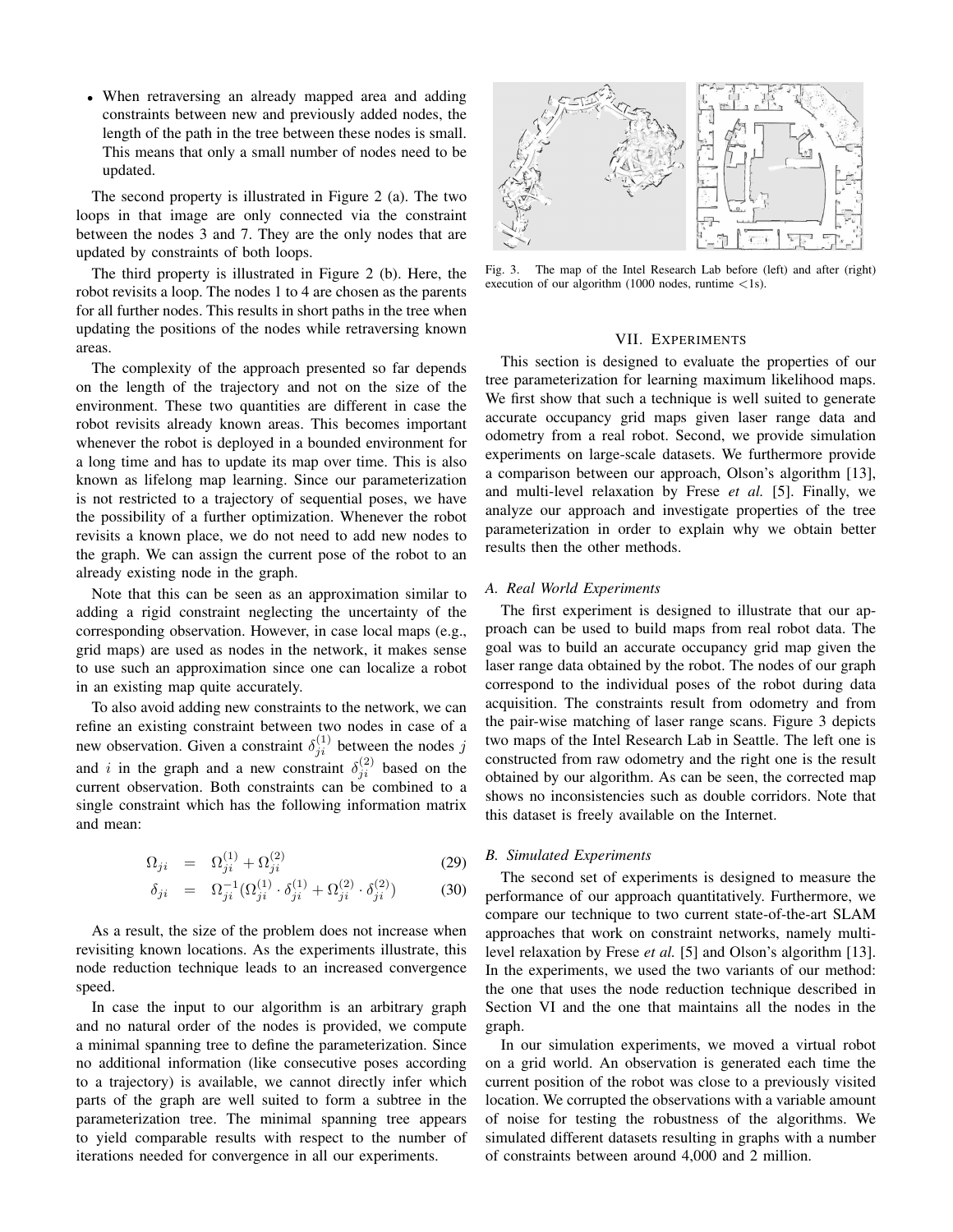- When retraversing an already mapped area and adding constraints between new and previously added nodes, the length of the path in the tree between these nodes is small. This means that only a small number of nodes need to be updated.

The second property is illustrated in Figure 2 (a). The two loops in that image are only connected via the constraint between the nodes 3 and 7. They are the only nodes that are updated by constraints of both loops.

The third property is illustrated in Figure 2 (b). Here, the robot revisits a loop. The nodes 1 to 4 are chosen as the parents for all further nodes. This results in short paths in the tree when updating the positions of the nodes while retraversing known areas.

The complexity of the approach presented so far depends on the length of the trajectory and not on the size of the environment. These two quantities are different in case the robot revisits already known areas. This becomes important whenever the robot is deployed in a bounded environment for a long time and has to update its map over time. This is also known as lifelong map learning. Since our parameterization is not restricted to a trajectory of sequential poses, we have the possibility of a further optimization. Whenever the robot revisits a known place, we do not need to add new nodes to the graph. We can assign the current pose of the robot to an already existing node in the graph.

Note that this can be seen as an approximation similar to adding a rigid constraint neglecting the uncertainty of the corresponding observation. However, in case local maps (e.g., grid maps) are used as nodes in the network, it makes sense to use such an approximation since one can localize a robot in an existing map quite accurately.

To also avoid adding new constraints to the network, we can refine an existing constraint between two nodes in case of a new observation. Given a constraint $\delta_{ji}^{(1)}$ between the nodes $j$ and $i$ in the graph and a new constraint $\delta_{ji}^{(2)}$ based on the current observation. Both constraints can be combined to a single constraint which has the following information matrix and mean:

$$\Omega_{ji} = \Omega_{ji}^{(1)} + \Omega_{ji}^{(2)} \tag{29}$$

$$\delta_{ji} = \Omega_{ji}^{-1}(\Omega_{ji}^{(1)} \cdot \delta_{ji}^{(1)} + \Omega_{ji}^{(2)} \cdot \delta_{ji}^{(2)}) \tag{30}$$

As a result, the size of the problem does not increase when revisiting known locations. As the experiments illustrate, this node reduction technique leads to an increased convergence speed.

In case the input to our algorithm is an arbitrary graph and no natural order of the nodes is provided, we compute a minimal spanning tree to define the parameterization. Since no additional information (like consecutive poses according to a trajectory) is available, we cannot directly infer which parts of the graph are well suited to form a subtree in the parameterization tree. The minimal spanning tree appears to yield comparable results with respect to the number of iterations needed for convergence in all our experiments.

Fig. 3. The map of the Intel Research Lab before (left) and after (right) execution of our algorithm (1000 nodes, runtime <1s).

## VII. Experiments

This section is designed to evaluate the properties of our tree parameterization for learning maximum likelihood maps. We first show that such a technique is well suited to generate accurate occupancy grid maps given laser range data and odometry from a real robot. Second, we provide simulation experiments on large-scale datasets. We furthermore provide a comparison between our approach, Olson's algorithm [13], and multi-level relaxation by Frese *et al.* [5]. Finally, we analyze our approach and investigate properties of the tree parameterization in order to explain why we obtain better results then the other methods.

### A. Real World Experiments

The first experiment is designed to illustrate that our approach can be used to build maps from real robot data. The goal was to build an accurate occupancy grid map given the laser range data obtained by the robot. The nodes of our graph correspond to the individual poses of the robot during data acquisition. The constraints result from odometry and from the pair-wise matching of laser range scans. Figure 3 depicts two maps of the Intel Research Lab in Seattle. The left one is constructed from raw odometry and the right one is the result obtained by our algorithm. As can be seen, the corrected map shows no inconsistencies such as double corridors. Note that this dataset is freely available on the Internet.

### B. Simulated Experiments

The second set of experiments is designed to measure the performance of our approach quantitatively. Furthermore, we compare our technique to two current state-of-the-art SLAM approaches that work on constraint networks, namely multi-level relaxation by Frese *et al.* [5] and Olson's algorithm [13]. In the experiments, we used the two variants of our method: the one that uses the node reduction technique described in Section VI and the one that maintains all the nodes in the graph.

In our simulation experiments, we moved a virtual robot on a grid world. An observation is generated each time the current position of the robot was close to a previously visited location. We corrupted the observations with a variable amount of noise for testing the robustness of the algorithms. We simulated different datasets resulting in graphs with a number of constraints between around 4,000 and 2 million.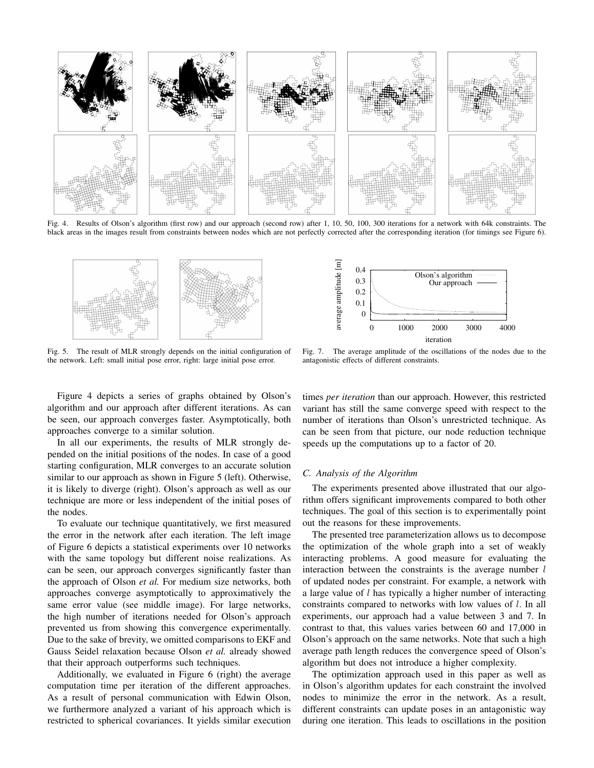Fig. 4. Results of Olson's algorithm (first row) and our approach (second row) after 1, 10, 50, 100, 300 iterations for a network with 64k constraints. The black areas in the images result from constraints between nodes which are not perfectly corrected after the corresponding iteration (for timings see Figure 6).

Fig. 5. The result of MLR strongly depends on the initial configuration of the network. Left: small initial pose error, right: large initial pose error.

Fig. 7. The average amplitude of the oscillations of the nodes due to the antagonistic effects of different constraints.

Figure 4 depicts a series of graphs obtained by Olson's algorithm and our approach after different iterations. As can be seen, our approach converges faster. Asymptotically, both approaches converge to a similar solution.

In all our experiments, the results of MLR strongly depended on the initial positions of the nodes. In case of a good starting configuration, MLR converges to an accurate solution similar to our approach as shown in Figure 5 (left). Otherwise, it is likely to diverge (right). Olson's approach as well as our technique are more or less independent of the initial poses of the nodes.

To evaluate our technique quantitatively, we first measured the error in the network after each iteration. The left image of Figure 6 depicts a statistical experiments over 10 networks with the same topology but different noise realizations. As can be seen, our approach converges significantly faster than the approach of Olson *et al.* For medium size networks, both approaches converge asymptotically to approximatively the same error value (see middle image). For large networks, the high number of iterations needed for Olson's approach prevented us from showing this convergence experimentally. Due to the sake of brevity, we omitted comparisons to EKF and Gauss Seidel relaxation because Olson *et al.* already showed that their approach outperforms such techniques.

Additionally, we evaluated in Figure 6 (right) the average computation time per iteration of the different approaches. As a result of personal communication with Edwin Olson, we furthermore analyzed a variant of his approach which is restricted to spherical covariances. It yields similar execution times *per iteration* than our approach. However, this restricted variant has still the same converge speed with respect to the number of iterations than Olson's unrestricted technique. As can be seen from that picture, our node reduction technique speeds up the computations up to a factor of 20.

### C. Analysis of the Algorithm

The experiments presented above illustrated that our algorithm offers significant improvements compared to both other techniques. The goal of this section is to experimentally point out the reasons for these improvements.

The presented tree parameterization allows us to decompose the optimization of the whole graph into a set of weakly interacting problems. A good measure for evaluating the interaction between the constraints is the average number $l$ of updated nodes per constraint. For example, a network with a large value of $l$ has typically a higher number of interacting constraints compared to networks with low values of $l$. In all experiments, our approach had a value between 3 and 7. In contrast to that, this values varies between 60 and 17,000 in Olson's approach on the same networks. Note that such a high average path length reduces the convergence speed of Olson's algorithm but does not introduce a higher complexity.

The optimization approach used in this paper as well as in Olson's algorithm updates for each constraint the involved nodes to minimize the error in the network. As a result, different constraints can update poses in an antagonistic way during one iteration. This leads to oscillations in the position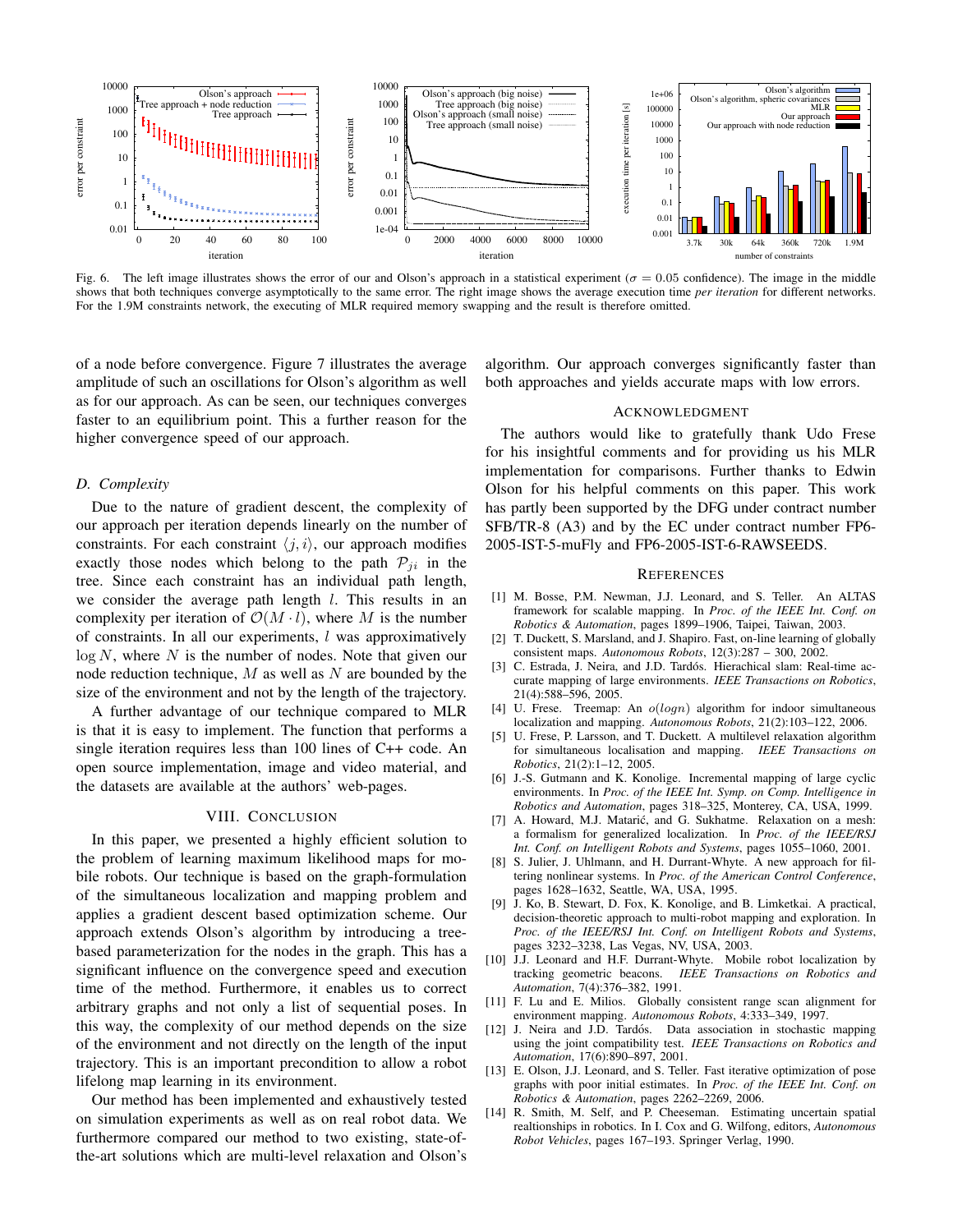10000
1000
100
10
1
0.1
0.01
error per constraint
0 20 40 60 80 100
iteration
Olson's approach
Tree approach + node reduction
Tree approach

10000
1000
100
10
1
0.1
0.01
0.001
1e-04
error per constraint
0 2000 4000 6000 8000 10000
iteration
Olson's approach (big noise)
Tree approach (big noise)
Olson's approach (small noise)
Tree approach (small noise)

1e+06
100000
10000
1000
100
10
1
0.1
0.01
0.001
execution time per iteration [s]
3.7k 30k 64k 360k 720k 1.9M
number of constraints
Olson's algorithm
Olson's algorithm, spheric covariances
MLR
Our approach
Our approach with node reduction

Fig. 6. The left image illustrates shows the error of our and Olson's approach in a statistical experiment ($\sigma = 0.05$ confidence). The image in the middle shows that both techniques converge asymptotically to the same error. The right image shows the average execution time *per iteration* for different networks. For the 1.9M constraints network, the executing of MLR required memory swapping and the result is therefore omitted.

of a node before convergence. Figure 7 illustrates the average amplitude of such an oscillations for Olson's algorithm as well as for our approach. As can be seen, our techniques converges faster to an equilibrium point. This a further reason for the higher convergence speed of our approach.

### D. Complexity

Due to the nature of gradient descent, the complexity of our approach per iteration depends linearly on the number of constraints. For each constraint $\langle j, i \rangle$, our approach modifies exactly those nodes which belong to the path $\mathcal{P}_{ji}$ in the tree. Since each constraint has an individual path length, we consider the average path length $l$. This results in an complexity per iteration of $\mathcal{O}(M \cdot l)$, where $M$ is the number of constraints. In all our experiments, $l$ was approximatively $\log N$, where $N$ is the number of nodes. Note that given our node reduction technique, $M$ as well as $N$ are bounded by the size of the environment and not by the length of the trajectory.

A further advantage of our technique compared to MLR is that it is easy to implement. The function that performs a single iteration requires less than 100 lines of C++ code. An open source implementation, image and video material, and the datasets are available at the authors' web-pages.

## VIII. Conclusion

In this paper, we presented a highly efficient solution to the problem of learning maximum likelihood maps for mobile robots. Our technique is based on the graph-formulation of the simultaneous localization and mapping problem and applies a gradient descent based optimization scheme. Our approach extends Olson's algorithm by introducing a tree-based parameterization for the nodes in the graph. This has a significant influence on the convergence speed and execution time of the method. Furthermore, it enables us to correct arbitrary graphs and not only a list of sequential poses. In this way, the complexity of our method depends on the size of the environment and not directly on the length of the input trajectory. This is an important precondition to allow a robot lifelong map learning in its environment.

Our method has been implemented and exhaustively tested on simulation experiments as well as on real robot data. We furthermore compared our method to two existing, state-of-the-art solutions which are multi-level relaxation and Olson's algorithm. Our approach converges significantly faster than both approaches and yields accurate maps with low errors.

## Acknowledgment

The authors would like to gratefully thank Udo Frese for his insightful comments and for providing us his MLR implementation for comparisons. Further thanks to Edwin Olson for his helpful comments on this paper. This work has partly been supported by the DFG under contract number SFB/TR-8 (A3) and by the EC under contract number FP6-2005-IST-5-muFly and FP6-2005-IST-6-RAWSEEDS.

## References

[1] M. Bosse, P.M. Newman, J.J. Leonard, and S. Teller. An ALTAS framework for scalable mapping. In *Proc. of the IEEE Int. Conf. on Robotics & Automation*, pages 1899–1906, Taipei, Taiwan, 2003.

[2] T. Duckett, S. Marsland, and J. Shapiro. Fast, on-line learning of globally consistent maps. *Autonomous Robots*, 12(3):287 – 300, 2002.

[3] C. Estrada, J. Neira, and J.D. Tardós. Hierachical slam: Real-time accurate mapping of large environments. *IEEE Transactions on Robotics*, 21(4):588–596, 2005.

[4] U. Frese. Treemap: An $o(logn)$ algorithm for indoor simultaneous localization and mapping. *Autonomous Robots*, 21(2):103–122, 2006.

[5] U. Frese, P. Larsson, and T. Duckett. A multilevel relaxation algorithm for simultaneous localisation and mapping. *IEEE Transactions on Robotics*, 21(2):1–12, 2005.

[6] J.-S. Gutmann and K. Konolige. Incremental mapping of large cyclic environments. In *Proc. of the IEEE Int. Symp. on Comp. Intelligence in Robotics and Automation*, pages 318–325, Monterey, CA, USA, 1999.

[7] A. Howard, M.J. Matarić, and G. Sukhatme. Relaxation on a mesh: a formalism for generalized localization. In *Proc. of the IEEE/RSJ Int. Conf. on Intelligent Robots and Systems*, pages 1055–1060, 2001.

[8] S. Julier, J. Uhlmann, and H. Durrant-Whyte. A new approach for filtering nonlinear systems. In *Proc. of the American Control Conference*, pages 1628–1632, Seattle, WA, USA, 1995.

[9] J. Ko, B. Stewart, D. Fox, K. Konolige, and B. Limketkai. A practical, decision-theoretic approach to multi-robot mapping and exploration. In *Proc. of the IEEE/RSJ Int. Conf. on Intelligent Robots and Systems*, pages 3232–3238, Las Vegas, NV, USA, 2003.

[10] J.J. Leonard and H.F. Durrant-Whyte. Mobile robot localization by tracking geometric beacons. *IEEE Transactions on Robotics and Automation*, 7(4):376–382, 1991.

[11] F. Lu and E. Milios. Globally consistent range scan alignment for environment mapping. *Autonomous Robots*, 4:333–349, 1997.

[12] J. Neira and J.D. Tardós. Data association in stochastic mapping using the joint compatibility test. *IEEE Transactions on Robotics and Automation*, 17(6):890–897, 2001.

[13] E. Olson, J.J. Leonard, and S. Teller. Fast iterative optimization of pose graphs with poor initial estimates. In *Proc. of the IEEE Int. Conf. on Robotics & Automation*, pages 2262–2269, 2006.

[14] R. Smith, M. Self, and P. Cheeseman. Estimating uncertain spatial realtionships in robotics. In I. Cox and G. Wilfong, editors, *Autonomous Robot Vehicles*, pages 167–193. Springer Verlag, 1990.